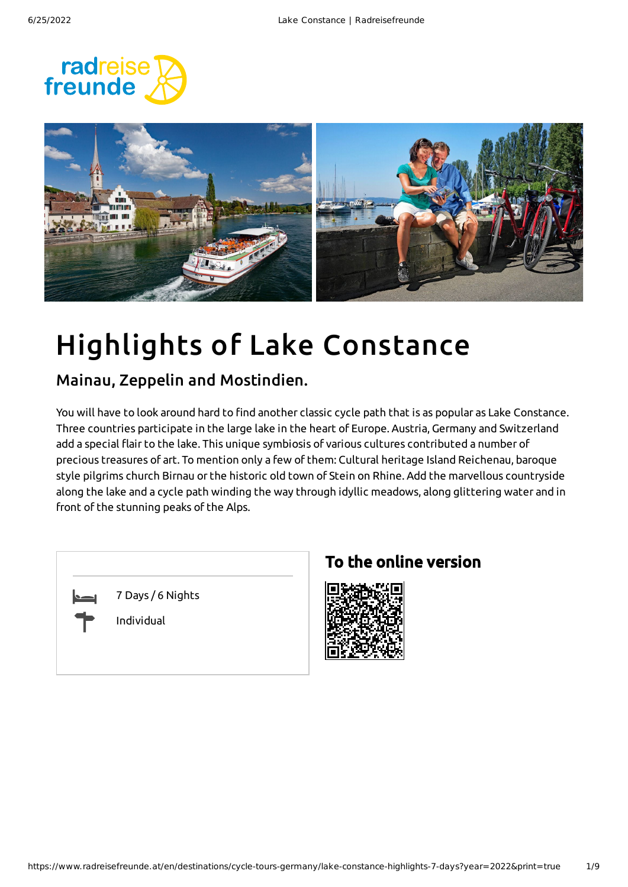radreise freunde

# Highlights of Lake Constance

## Mainau, Zeppelin and Mostindien.

You will have to look around hard to find another classic cycle path that is as popular as Lake Constance. Three countries participate in the large lake in the heart of Europe. Austria, Germany and Switzerland add a special flair to the lake. This unique symbiosis of various cultures contributed a number of precious treasures of art. To mention only a few of them: Cultural heritage Island Reichenau, baroque style pilgrims church Birnau or the historic old town of Stein on Rhine. Add the marvellous countryside along the lake and a cycle path winding the way through idyllic meadows, along glittering water and in front of the stunning peaks of the Alps.

7 Days / 6 Nights

Individual

## To the online version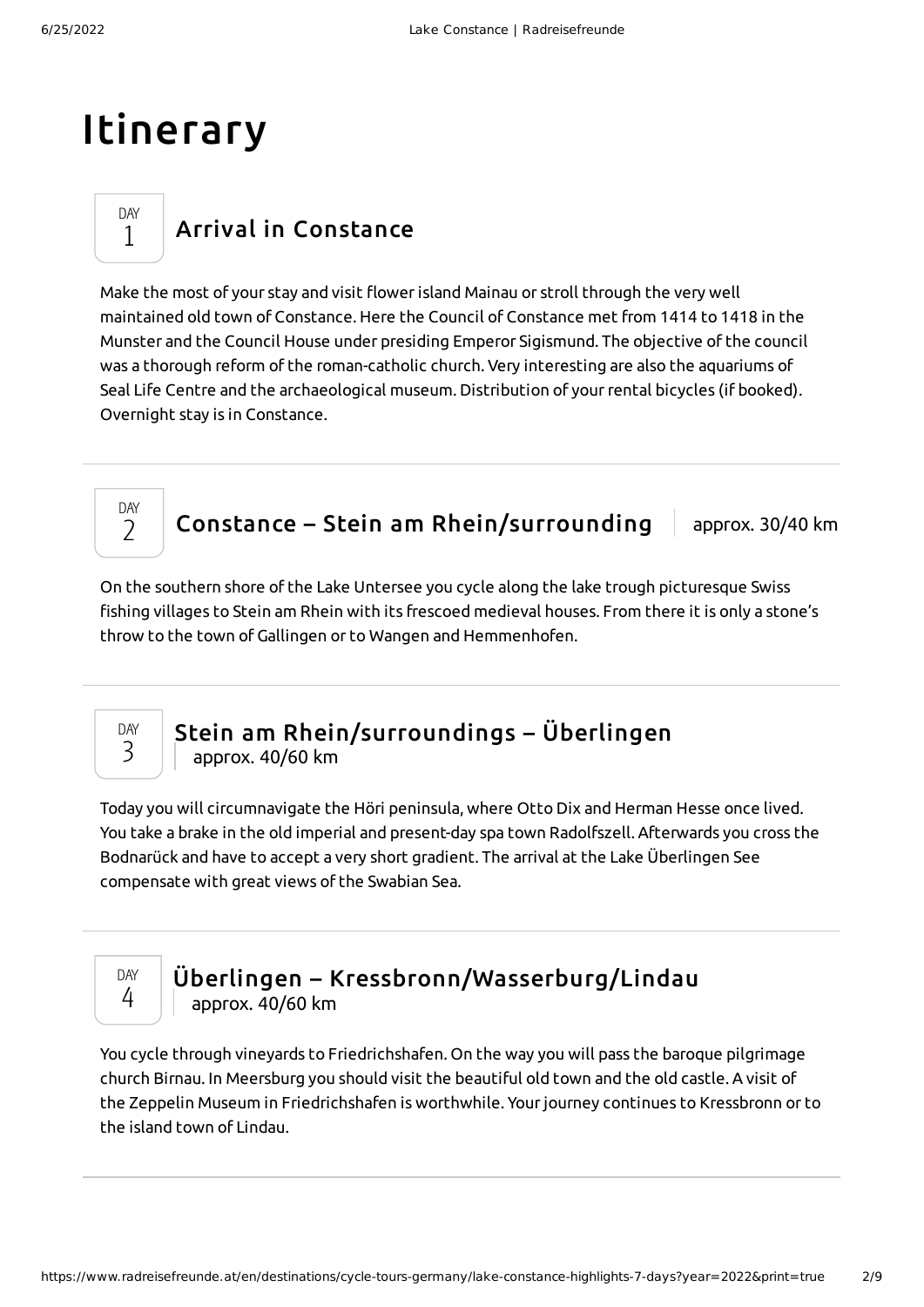# Itinerary

## DAY 1 Arrival in Constance

Make the most of your stay and visit flower island Mainau or stroll through the very well maintained old town of Constance. Here the Council of Constance met from 1414 to 1418 in the Munster and the Council House under presiding Emperor Sigismund. The objective of the council was a thorough reform of the roman-catholic church. Very interesting are also the aquariums of Seal Life Centre and the archaeological museum. Distribution of your rental bicycles (if booked). Overnight stay is in Constance.

---

## DAY 2 Constance – Stein am Rhein/surrounding

approx. 30/40 km

On the southern shore of the Lake Untersee you cycle along the lake trough picturesque Swiss fishing villages to Stein am Rhein with its frescoed medieval houses. From there it is only a stone's throw to the town of Gallingen or to Wangen and Hemmenhofen.

---

## DAY 3 Stein am Rhein/surroundings – Überlingen

approx. 40/60 km

Today you will circumnavigate the Höri peninsula, where Otto Dix and Herman Hesse once lived. You take a brake in the old imperial and present-day spa town Radolfszell. Afterwards you cross the Bodnarück and have to accept a very short gradient. The arrival at the Lake Überlingen See compensate with great views of the Swabian Sea.

---

## DAY 4 Überlingen – Kressbronn/Wasserburg/Lindau

approx. 40/60 km

You cycle through vineyards to Friedrichshafen. On the way you will pass the baroque pilgrimage church Birnau. In Meersburg you should visit the beautiful old town and the old castle. A visit of the Zeppelin Museum in Friedrichshafen is worthwhile. Your journey continues to Kressbronn or to the island town of Lindau.

---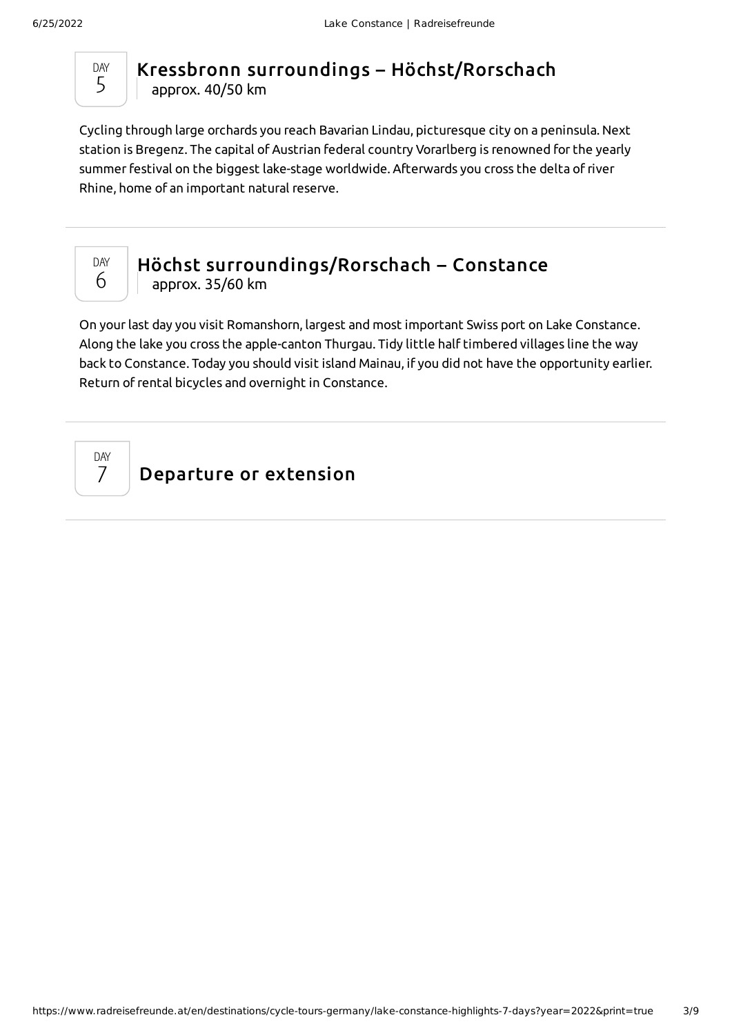DAY 5

## Kressbronn surroundings – Höchst/Rorschach

approx. 40/50 km

Cycling through large orchards you reach Bavarian Lindau, picturesque city on a peninsula. Next station is Bregenz. The capital of Austrian federal country Vorarlberg is renowned for the yearly summer festival on the biggest lake-stage worldwide. Afterwards you cross the delta of river Rhine, home of an important natural reserve.

---

DAY 6

## Höchst surroundings/Rorschach – Constance

approx. 35/60 km

On your last day you visit Romanshorn, largest and most important Swiss port on Lake Constance. Along the lake you cross the apple-canton Thurgau. Tidy little half timbered villages line the way back to Constance. Today you should visit island Mainau, if you did not have the opportunity earlier. Return of rental bicycles and overnight in Constance.

---

DAY 7

## Departure or extension

---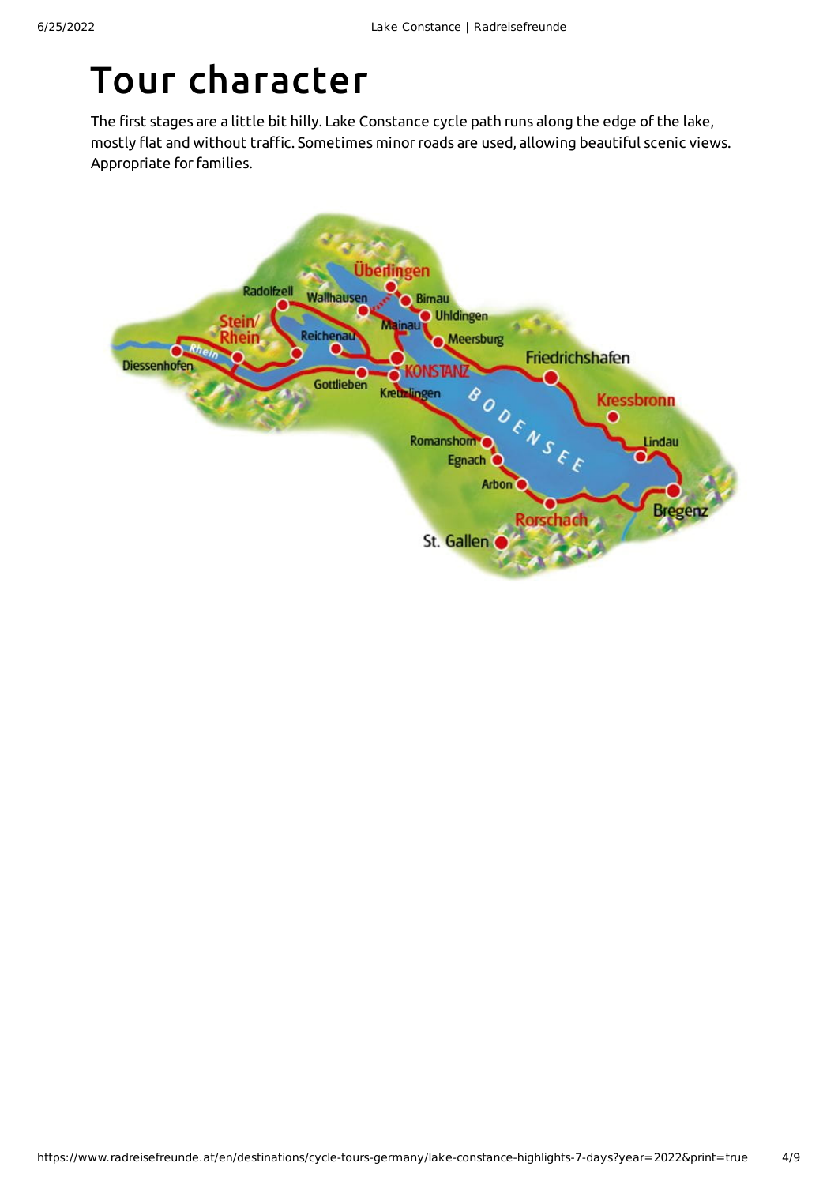# Tour character

The first stages are a little bit hilly. Lake Constance cycle path runs along the edge of the lake, mostly flat and without traffic. Sometimes minor roads are used, allowing beautiful scenic views. Appropriate for families.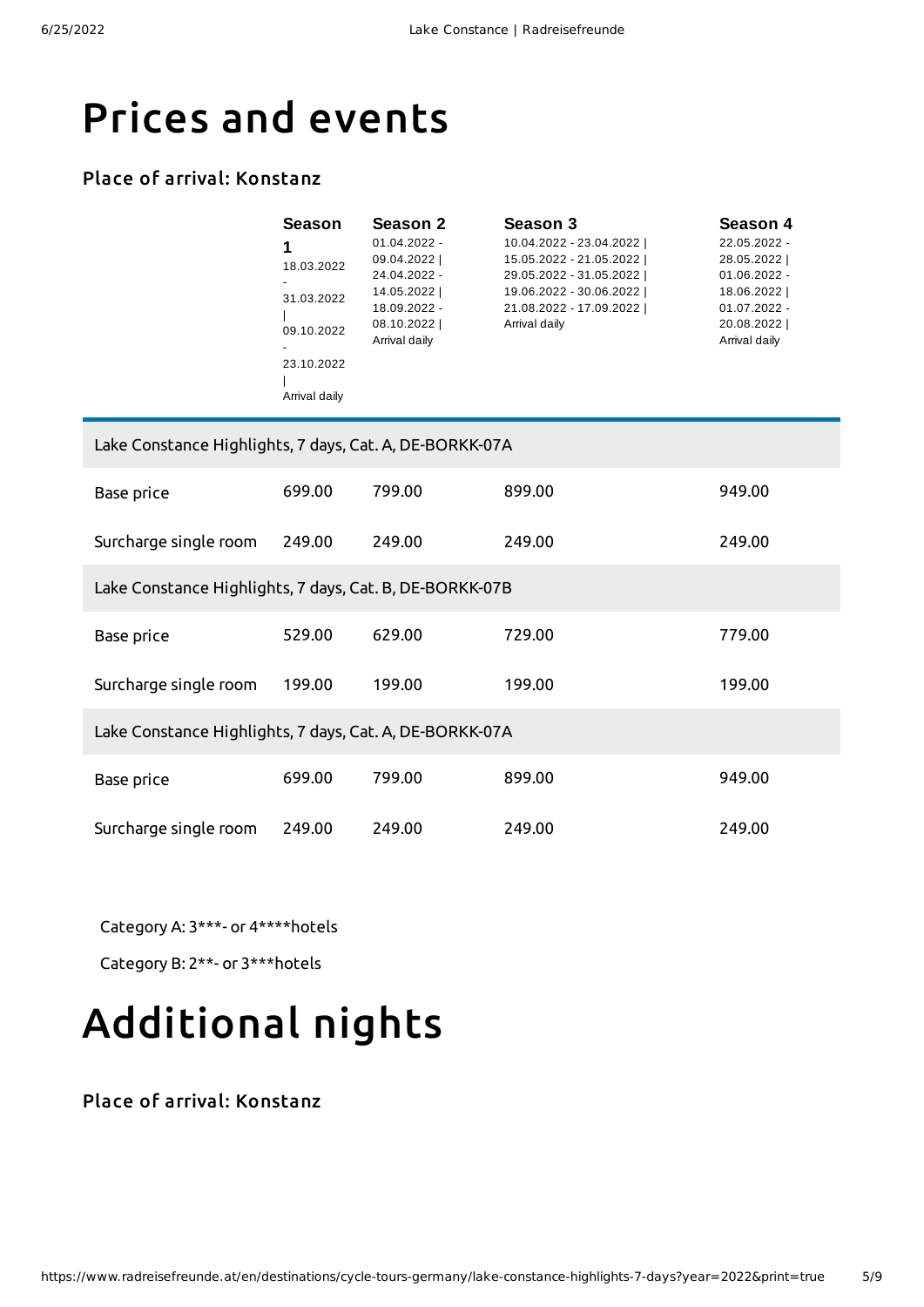# Prices and events

### Place of arrival: Konstanz

| | **Season 1**<br>18.03.2022 - 31.03.2022 \| 09.10.2022 - 23.10.2022 \| Arrival daily | **Season 2**<br>01.04.2022 - 09.04.2022 \| 24.04.2022 - 14.05.2022 \| 18.09.2022 - 08.10.2022 \| Arrival daily | **Season 3**<br>10.04.2022 - 23.04.2022 \| 15.05.2022 - 21.05.2022 \| 29.05.2022 - 31.05.2022 \| 19.06.2022 - 30.06.2022 \| 21.08.2022 - 17.09.2022 \| Arrival daily | **Season 4**<br>22.05.2022 - 28.05.2022 \| 01.06.2022 - 18.06.2022 \| 01.07.2022 - 20.08.2022 \| Arrival daily |
|---|---|---|---|---|
| Lake Constance Highlights, 7 days, Cat. A, DE-BORKK-07A | | | | |
| Base price | 699.00 | 799.00 | 899.00 | 949.00 |
| Surcharge single room | 249.00 | 249.00 | 249.00 | 249.00 |
| Lake Constance Highlights, 7 days, Cat. B, DE-BORKK-07B | | | | |
| Base price | 529.00 | 629.00 | 729.00 | 779.00 |
| Surcharge single room | 199.00 | 199.00 | 199.00 | 199.00 |
| Lake Constance Highlights, 7 days, Cat. A, DE-BORKK-07A | | | | |
| Base price | 699.00 | 799.00 | 899.00 | 949.00 |
| Surcharge single room | 249.00 | 249.00 | 249.00 | 249.00 |

Category A: 3***- or 4****hotels

Category B: 2**- or 3***hotels

# Additional nights

### Place of arrival: Konstanz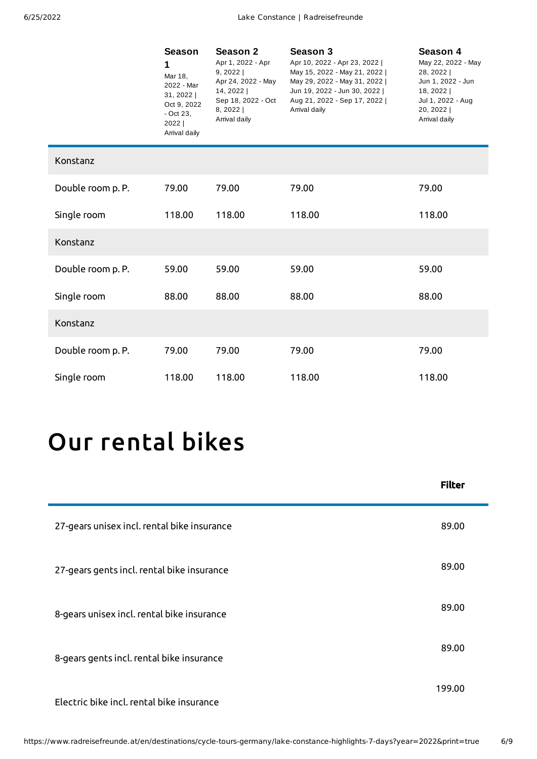| | Season 1 Mar 18, 2022 - Mar 31, 2022 \| Oct 9, 2022 - Oct 23, 2022 \| Arrival daily | Season 2 Apr 1, 2022 - Apr 9, 2022 \| Apr 24, 2022 - May 14, 2022 \| Sep 18, 2022 - Oct 8, 2022 \| Arrival daily | Season 3 Apr 10, 2022 - Apr 23, 2022 \| May 15, 2022 - May 21, 2022 \| May 29, 2022 - May 31, 2022 \| Jun 19, 2022 - Jun 30, 2022 \| Aug 21, 2022 - Sep 17, 2022 \| Arrival daily | Season 4 May 22, 2022 - May 28, 2022 \| Jun 1, 2022 - Jun 18, 2022 \| Jul 1, 2022 - Aug 20, 2022 \| Arrival daily |
|---|---|---|---|---|
| Konstanz | | | | |
| Double room p. P. | 79.00 | 79.00 | 79.00 | 79.00 |
| Single room | 118.00 | 118.00 | 118.00 | 118.00 |
| Konstanz | | | | |
| Double room p. P. | 59.00 | 59.00 | 59.00 | 59.00 |
| Single room | 88.00 | 88.00 | 88.00 | 88.00 |
| Konstanz | | | | |
| Double room p. P. | 79.00 | 79.00 | 79.00 | 79.00 |
| Single room | 118.00 | 118.00 | 118.00 | 118.00 |

# Our rental bikes

| | Filter |
|---|---|
| 27-gears unisex incl. rental bike insurance | 89.00 |
| 27-gears gents incl. rental bike insurance | 89.00 |
| 8-gears unisex incl. rental bike insurance | 89.00 |
| 8-gears gents incl. rental bike insurance | 89.00 |
| Electric bike incl. rental bike insurance | 199.00 |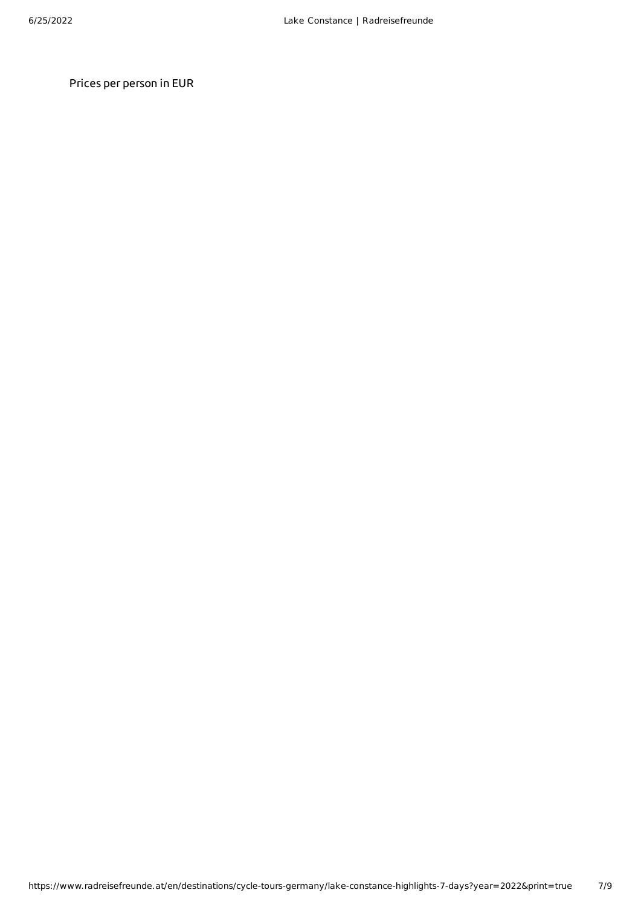Prices per person in EUR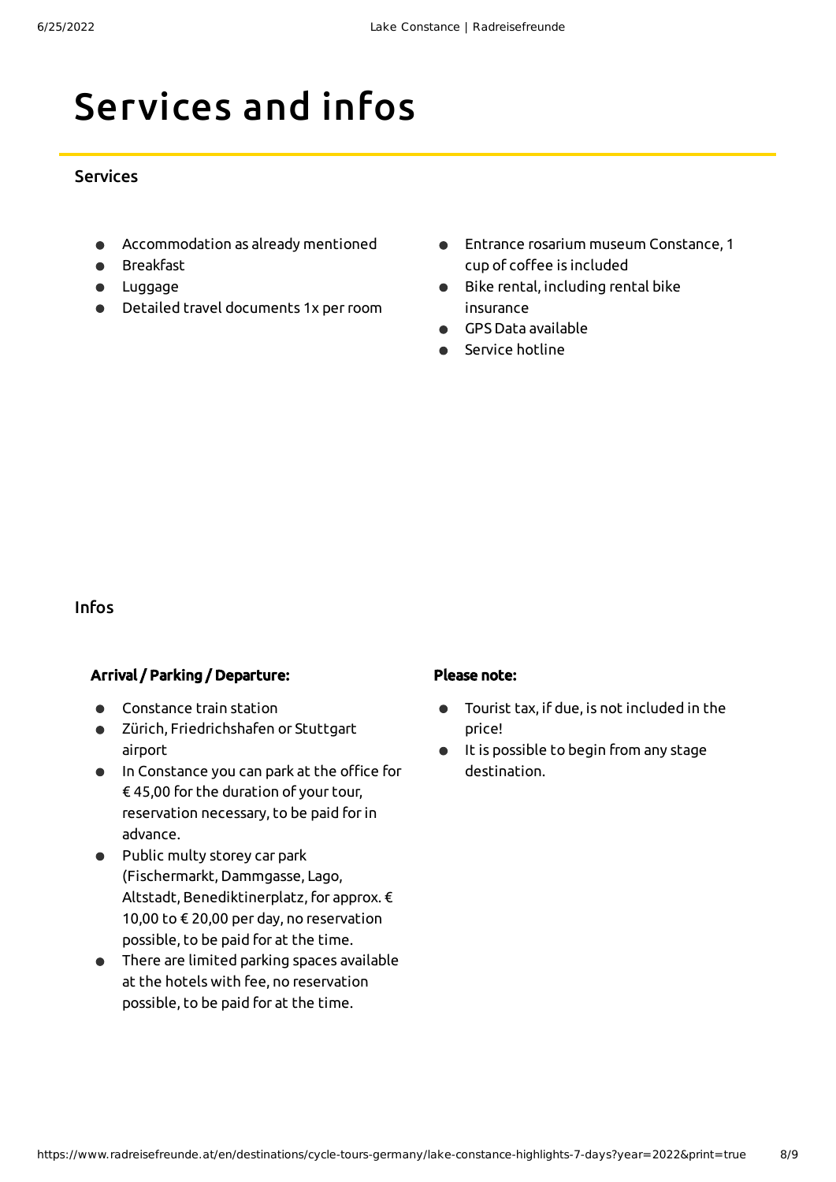# Services and infos

## Services

- Accommodation as already mentioned
- Breakfast
- Luggage
- Detailed travel documents 1x per room
- Entrance rosarium museum Constance, 1 cup of coffee is included
- Bike rental, including rental bike insurance
- GPS Data available
- Service hotline

## Infos

**Arrival / Parking / Departure:**

- Constance train station
- Zürich, Friedrichshafen or Stuttgart airport
- In Constance you can park at the office for € 45,00 for the duration of your tour, reservation necessary, to be paid for in advance.
- Public multy storey car park (Fischermarkt, Dammgasse, Lago, Altstadt, Benediktinerplatz, for approx. € 10,00 to € 20,00 per day, no reservation possible, to be paid for at the time.
- There are limited parking spaces available at the hotels with fee, no reservation possible, to be paid for at the time.

**Please note:**

- Tourist tax, if due, is not included in the price!
- It is possible to begin from any stage destination.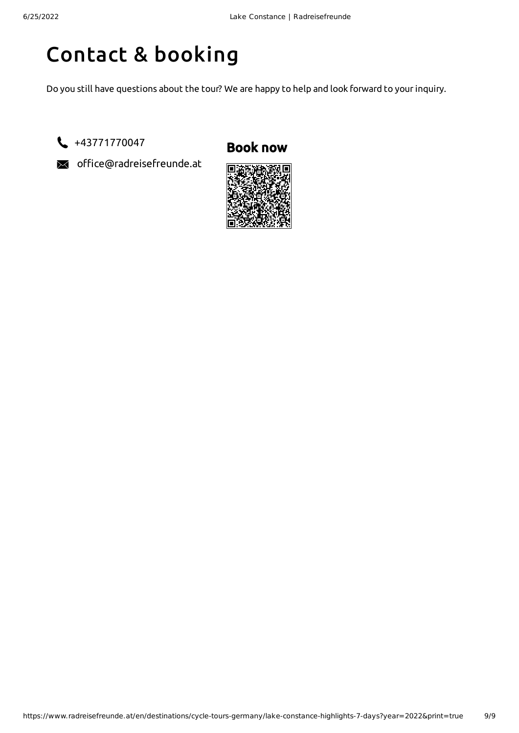# Contact & booking

Do you still have questions about the tour? We are happy to help and look forward to your inquiry.

+43771770047

office@radreisefreunde.at

**Book now**